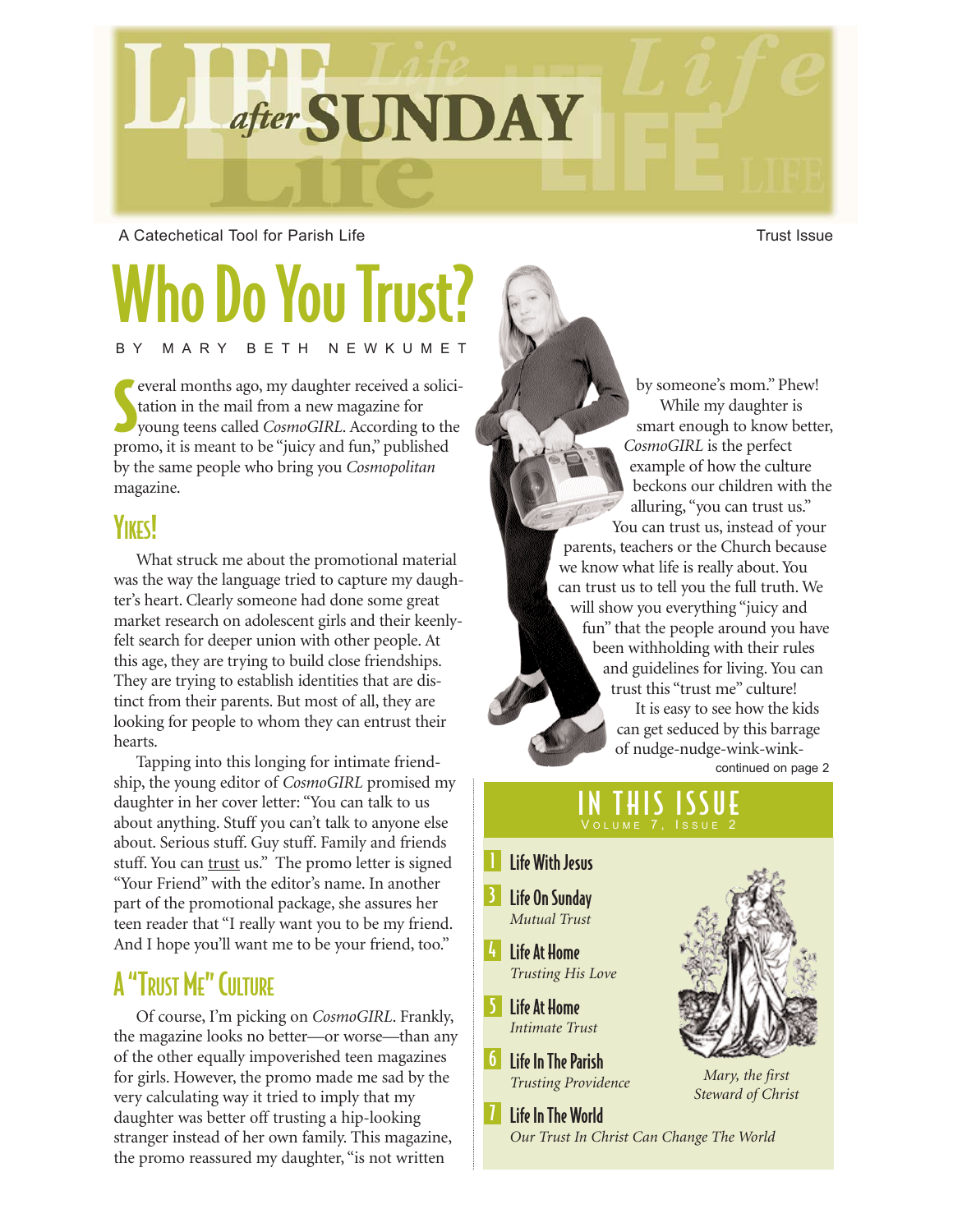# Life after SUNDAY

A Catechetical Tool for Parish Life

Trust Issue

# Who Do You Trust?

BY MARY BETH NEWKUMET

Several months ago, my daughter received a solicitation in the mail from a new magazine for young teens called *CosmoGIRL*. According to the promo, it is meant to be "juicy and fun," published by the same people who bring you *Cosmopolitan* magazine.

## Yikes!

What struck me about the promotional material was the way the language tried to capture my daughter's heart. Clearly someone had done some great market research on adolescent girls and their keenly-felt search for deeper union with other people. At this age, they are trying to build close friendships. They are trying to establish identities that are distinct from their parents. But most of all, they are looking for people to whom they can entrust their hearts.

Tapping into this longing for intimate friendship, the young editor of *CosmoGIRL* promised my daughter in her cover letter: "You can talk to us about anything. Stuff you can't talk to anyone else about. Serious stuff. Guy stuff. Family and friends stuff. You can trust us." The promo letter is signed "Your Friend" with the editor's name. In another part of the promotional package, she assures her teen reader that "I really want you to be my friend. And I hope you'll want me to be your friend, too."

## A "Trust Me" Culture

Of course, I'm picking on *CosmoGIRL*. Frankly, the magazine looks no better—or worse—than any of the other equally impoverished teen magazines for girls. However, the promo made me sad by the very calculating way it tried to imply that my daughter was better off trusting a hip-looking stranger instead of her own family. This magazine, the promo reassured my daughter, "is not written by someone's mom." Phew!

While my daughter is smart enough to know better, *CosmoGIRL* is the perfect example of how the culture beckons our children with the alluring, "you can trust us." You can trust us, instead of your parents, teachers or the Church because we know what life is really about. You can trust us to tell you the full truth. We will show you everything "juicy and fun" that the people around you have been withholding with their rules and guidelines for living. You can trust this "trust me" culture!

It is easy to see how the kids can get seduced by this barrage of nudge-nudge-wink-wink-

continued on page 2

## IN THIS ISSUE

VOLUME 7, ISSUE 2

1 **Life With Jesus**

3 **Life On Sunday**
*Mutual Trust*

4 **Life At Home**
*Trusting His Love*

5 **Life At Home**
*Intimate Trust*

6 **Life In The Parish**
*Trusting Providence*

7 **Life In The World**
*Our Trust In Christ Can Change The World*

*Mary, the first Steward of Christ*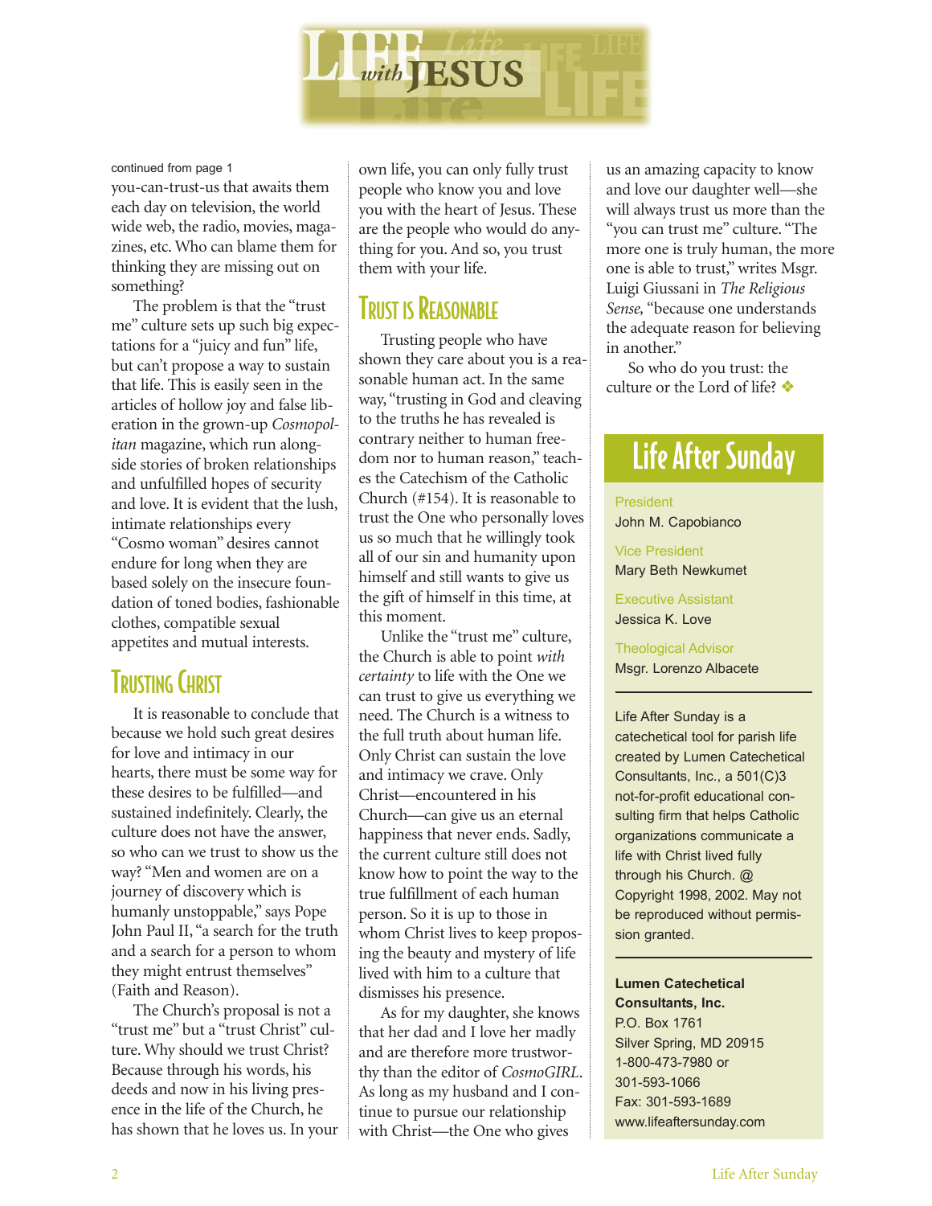# LIFE *with* JESUS

continued from page 1

you-can-trust-us that awaits them each day on television, the world wide web, the radio, movies, magazines, etc. Who can blame them for thinking they are missing out on something?

The problem is that the "trust me" culture sets up such big expectations for a "juicy and fun" life, but can't propose a way to sustain that life. This is easily seen in the articles of hollow joy and false liberation in the grown-up *Cosmopolitan* magazine, which run alongside stories of broken relationships and unfulfilled hopes of security and love. It is evident that the lush, intimate relationships every "Cosmo woman" desires cannot endure for long when they are based solely on the insecure foundation of toned bodies, fashionable clothes, compatible sexual appetites and mutual interests.

## Trusting Christ

It is reasonable to conclude that because we hold such great desires for love and intimacy in our hearts, there must be some way for these desires to be fulfilled—and sustained indefinitely. Clearly, the culture does not have the answer, so who can we trust to show us the way? "Men and women are on a journey of discovery which is humanly unstoppable," says Pope John Paul II, "a search for the truth and a search for a person to whom they might entrust themselves" (Faith and Reason).

The Church's proposal is not a "trust me" but a "trust Christ" culture. Why should we trust Christ? Because through his words, his deeds and now in his living presence in the life of the Church, he has shown that he loves us. In your own life, you can only fully trust people who know you and love you with the heart of Jesus. These are the people who would do anything for you. And so, you trust them with your life.

## Trust is Reasonable

Trusting people who have shown they care about you is a reasonable human act. In the same way, "trusting in God and cleaving to the truths he has revealed is contrary neither to human freedom nor to human reason," teaches the Catechism of the Catholic Church (#154). It is reasonable to trust the One who personally loves us so much that he willingly took all of our sin and humanity upon himself and still wants to give us the gift of himself in this time, at this moment.

Unlike the "trust me" culture, the Church is able to point *with certainty* to life with the One we can trust to give us everything we need. The Church is a witness to the full truth about human life. Only Christ can sustain the love and intimacy we crave. Only Christ—encountered in his Church—can give us an eternal happiness that never ends. Sadly, the current culture still does not know how to point the way to the true fulfillment of each human person. So it is up to those in whom Christ lives to keep proposing the beauty and mystery of life lived with him to a culture that dismisses his presence.

As for my daughter, she knows that her dad and I love her madly and are therefore more trustworthy than the editor of *CosmoGIRL*. As long as my husband and I continue to pursue our relationship with Christ—the One who gives us an amazing capacity to know and love our daughter well—she will always trust us more than the "you can trust me" culture. "The more one is truly human, the more one is able to trust," writes Msgr. Luigi Giussani in *The Religious Sense*, "because one understands the adequate reason for believing in another."

So who do you trust: the culture or the Lord of life? ❖

## Life After Sunday

President
John M. Capobianco

Vice President
Mary Beth Newkumet

Executive Assistant
Jessica K. Love

Theological Advisor
Msgr. Lorenzo Albacete

Life After Sunday is a catechetical tool for parish life created by Lumen Catechetical Consultants, Inc., a 501(C)3 not-for-profit educational consulting firm that helps Catholic organizations communicate a life with Christ lived fully through his Church. @ Copyright 1998, 2002. May not be reproduced without permission granted.

**Lumen Catechetical Consultants, Inc.**
P.O. Box 1761
Silver Spring, MD 20915
1-800-473-7980 or
301-593-1066
Fax: 301-593-1689
www.lifeaftersunday.com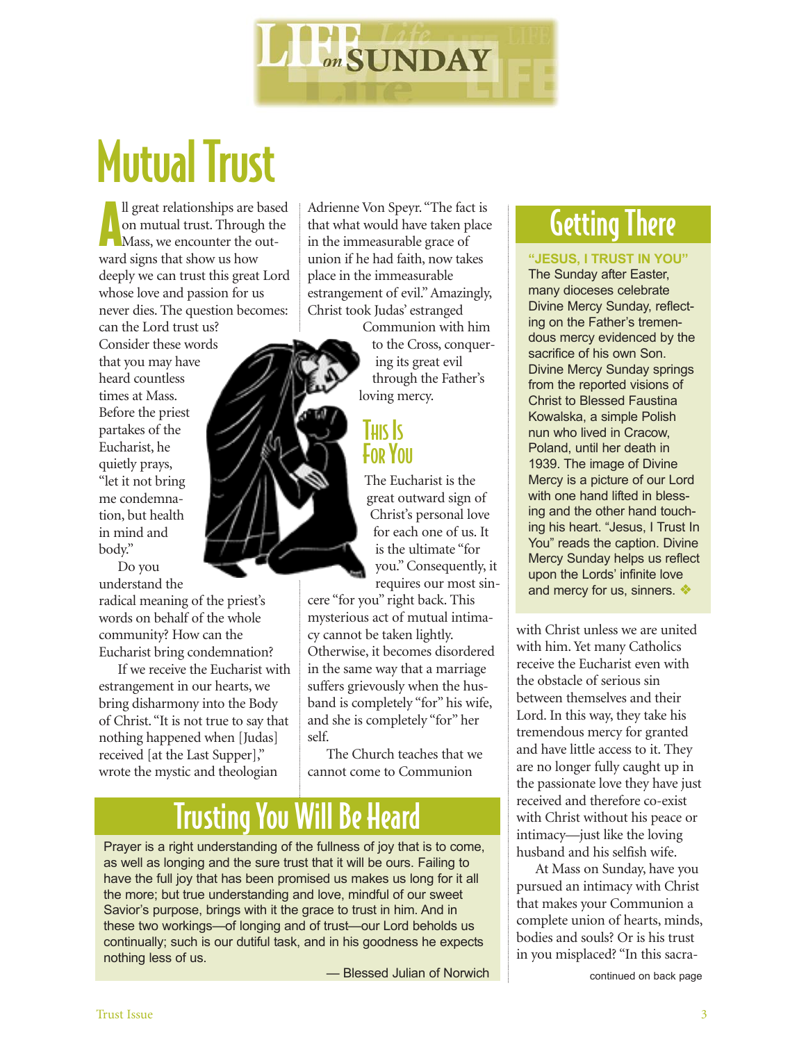# Mutual Trust

All great relationships are based on mutual trust. Through the Mass, we encounter the outward signs that show us how deeply we can trust this great Lord whose love and passion for us never dies. The question becomes: can the Lord trust us?

Consider these words that you may have heard countless times at Mass. Before the priest partakes of the Eucharist, he quietly prays, "let it not bring me condemnation, but health in mind and body."

Do you understand the radical meaning of the priest's words on behalf of the whole community? How can the Eucharist bring condemnation?

If we receive the Eucharist with estrangement in our hearts, we bring disharmony into the Body of Christ. "It is not true to say that nothing happened when [Judas] received [at the Last Supper]," wrote the mystic and theologian Adrienne Von Speyr. "The fact is that what would have taken place in the immeasurable grace of union if he had faith, now takes place in the immeasurable estrangement of evil." Amazingly, Christ took Judas' estranged Communion with him to the Cross, conquering its great evil through the Father's loving mercy.

## This Is For You

The Eucharist is the great outward sign of Christ's personal love for each one of us. It is the ultimate "for you." Consequently, it requires our most sincere "for you" right back. This mysterious act of mutual intimacy cannot be taken lightly. Otherwise, it becomes disordered in the same way that a marriage suffers grievously when the husband is completely "for" his wife, and she is completely "for" her self.

The Church teaches that we cannot come to Communion with Christ unless we are united with him. Yet many Catholics receive the Eucharist even with the obstacle of serious sin between themselves and their Lord. In this way, they take his tremendous mercy for granted and have little access to it. They are no longer fully caught up in the passionate love they have just received and therefore co-exist with Christ without his peace or intimacy—just like the loving husband and his selfish wife.

At Mass on Sunday, have you pursued an intimacy with Christ that makes your Communion a complete union of hearts, minds, bodies and souls? Or is his trust in you misplaced? "In this sacra-

continued on back page

## Getting There

**"JESUS, I TRUST IN YOU"**

The Sunday after Easter, many dioceses celebrate Divine Mercy Sunday, reflecting on the Father's tremendous mercy evidenced by the sacrifice of his own Son. Divine Mercy Sunday springs from the reported visions of Christ to Blessed Faustina Kowalska, a simple Polish nun who lived in Cracow, Poland, until her death in 1939. The image of Divine Mercy is a picture of our Lord with one hand lifted in blessing and the other hand touching his heart. "Jesus, I Trust In You" reads the caption. Divine Mercy Sunday helps us reflect upon the Lords' infinite love and mercy for us, sinners. ❖

## Trusting You Will Be Heard

Prayer is a right understanding of the fullness of joy that is to come, as well as longing and the sure trust that it will be ours. Failing to have the full joy that has been promised us makes us long for it all the more; but true understanding and love, mindful of our sweet Savior's purpose, brings with it the grace to trust in him. And in these two workings—of longing and of trust—our Lord beholds us continually; such is our dutiful task, and in his goodness he expects nothing less of us.

— Blessed Julian of Norwich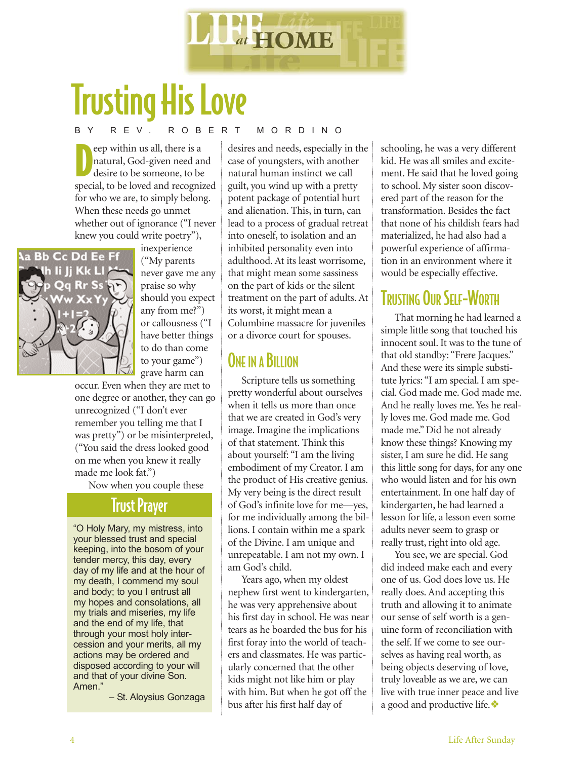# Trusting His Love

BY REV. ROBERT MORDINO

Deep within us all, there is a natural, God-given need and desire to be someone, to be special, to be loved and recognized for who we are, to simply belong. When these needs go unmet whether out of ignorance ("I never knew you could write poetry"), inexperience ("My parents never gave me any praise so why should you expect any from me?") or callousness ("I have better things to do than come to your game") grave harm can occur. Even when they are met to one degree or another, they can go unrecognized ("I don't ever remember you telling me that I was pretty") or be misinterpreted, ("You said the dress looked good on me when you knew it really made me look fat.")

Now when you couple these desires and needs, especially in the case of youngsters, with another natural human instinct we call guilt, you wind up with a pretty potent package of potential hurt and alienation. This, in turn, can lead to a process of gradual retreat into oneself, to isolation and an inhibited personality even into adulthood. At its least worrisome, that might mean some sassiness on the part of kids or the silent treatment on the part of adults. At its worst, it might mean a Columbine massacre for juveniles or a divorce court for spouses.

## One in a Billion

Scripture tells us something pretty wonderful about ourselves when it tells us more than once that we are created in God's very image. Imagine the implications of that statement. Think this about yourself: "I am the living embodiment of my Creator. I am the product of His creative genius. My very being is the direct result of God's infinite love for me—yes, for me individually among the billions. I contain within me a spark of the Divine. I am unique and unrepeatable. I am not my own. I am God's child.

Years ago, when my oldest nephew first went to kindergarten, he was very apprehensive about his first day in school. He was near tears as he boarded the bus for his first foray into the world of teachers and classmates. He was particularly concerned that the other kids might not like him or play with him. But when he got off the bus after his first half day of schooling, he was a very different kid. He was all smiles and excitement. He said that he loved going to school. My sister soon discovered part of the reason for the transformation. Besides the fact that none of his childish fears had materialized, he had also had a powerful experience of affirmation in an environment where it would be especially effective.

## Trusting Our Self-Worth

That morning he had learned a simple little song that touched his innocent soul. It was to the tune of that old standby: "Frere Jacques." And these were its simple substitute lyrics: "I am special. I am special. God made me. God made me. And he really loves me. Yes he really loves me. God made me. God made me." Did he not already know these things? Knowing my sister, I am sure he did. He sang this little song for days, for any one who would listen and for his own entertainment. In one half day of kindergarten, he had learned a lesson for life, a lesson even some adults never seem to grasp or really trust, right into old age.

You see, we are special. God did indeed make each and every one of us. God does love us. He really does. And accepting this truth and allowing it to animate our sense of self worth is a genuine form of reconciliation with the self. If we come to see ourselves as having real worth, as being objects deserving of love, truly loveable as we are, we can live with true inner peace and live a good and productive life.❖

## Trust Prayer

"O Holy Mary, my mistress, into your blessed trust and special keeping, into the bosom of your tender mercy, this day, every day of my life and at the hour of my death, I commend my soul and body; to you I entrust all my hopes and consolations, all my trials and miseries, my life and the end of my life, that through your most holy intercession and your merits, all my actions may be ordered and disposed according to your will and that of your divine Son. Amen."

– St. Aloysius Gonzaga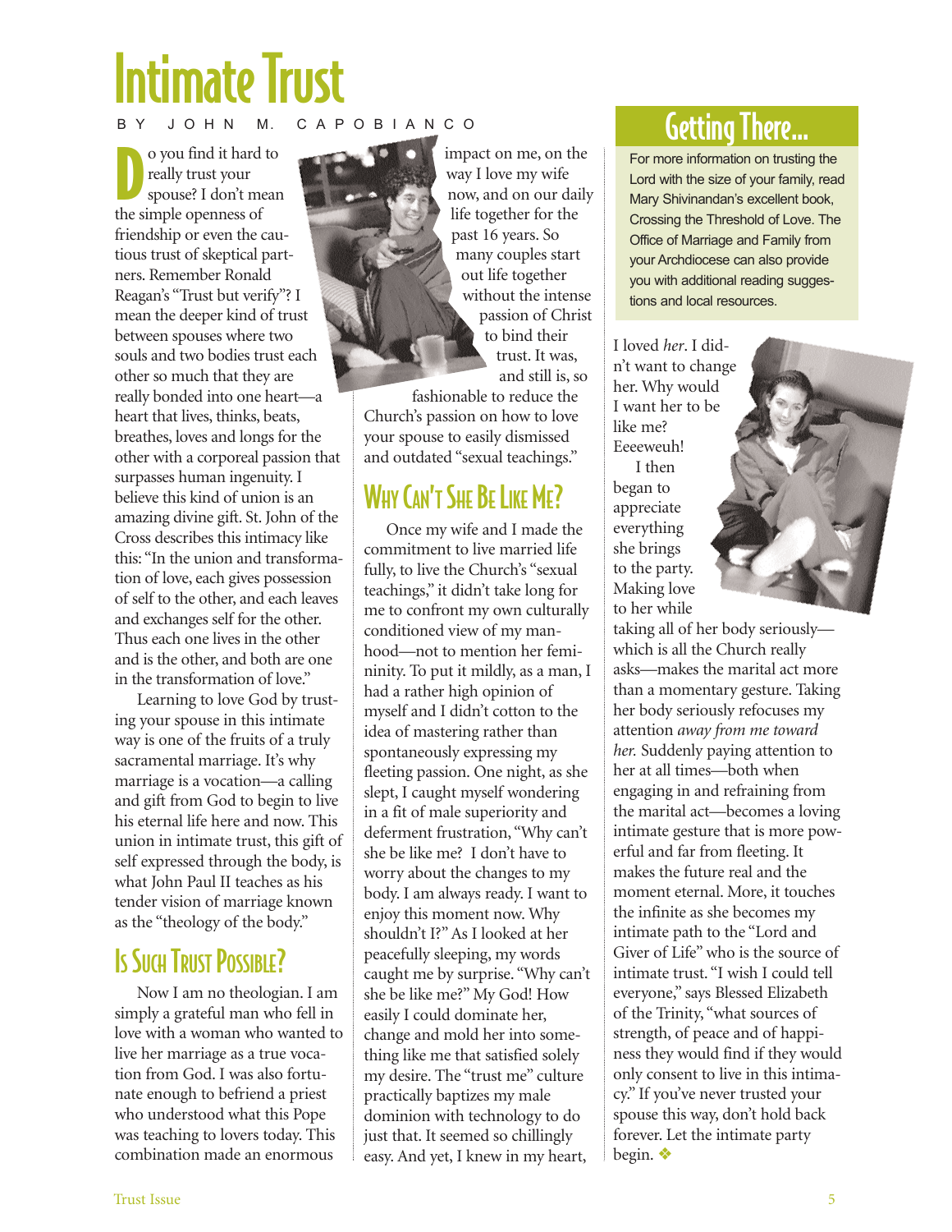# Intimate Trust

BY JOHN M. CAPOBIANCO

Do you find it hard to really trust your spouse? I don't mean the simple openness of friendship or even the cautious trust of skeptical partners. Remember Ronald Reagan's "Trust but verify"? I mean the deeper kind of trust between spouses where two souls and two bodies trust each other so much that they are really bonded into one heart—a heart that lives, thinks, beats, breathes, loves and longs for the other with a corporeal passion that surpasses human ingenuity. I believe this kind of union is an amazing divine gift. St. John of the Cross describes this intimacy like this: "In the union and transformation of love, each gives possession of self to the other, and each leaves and exchanges self for the other. Thus each one lives in the other and is the other, and both are one in the transformation of love."

Learning to love God by trusting your spouse in this intimate way is one of the fruits of a truly sacramental marriage. It's why marriage is a vocation—a calling and gift from God to begin to live his eternal life here and now. This union in intimate trust, this gift of self expressed through the body, is what John Paul II teaches as his tender vision of marriage known as the "theology of the body."

## Is Such Trust Possible?

Now I am no theologian. I am simply a grateful man who fell in love with a woman who wanted to live her marriage as a true vocation from God. I was also fortunate enough to befriend a priest who understood what this Pope was teaching to lovers today. This combination made an enormous impact on me, on the way I love my wife now, and on our daily life together for the past 16 years. So many couples start out life together without the intense passion of Christ to bind their trust. It was, and still is, so fashionable to reduce the Church's passion on how to love your spouse to easily dismissed and outdated "sexual teachings."

## Why Can't She Be Like Me?

Once my wife and I made the commitment to live married life fully, to live the Church's "sexual teachings," it didn't take long for me to confront my own culturally conditioned view of my manhood—not to mention her femininity. To put it mildly, as a man, I had a rather high opinion of myself and I didn't cotton to the idea of mastering rather than spontaneously expressing my fleeting passion. One night, as she slept, I caught myself wondering in a fit of male superiority and deferment frustration, "Why can't she be like me? I don't have to worry about the changes to my body. I am always ready. I want to enjoy this moment now. Why shouldn't I?" As I looked at her peacefully sleeping, my words caught me by surprise. "Why can't she be like me?" My God! How easily I could dominate her, change and mold her into something like me that satisfied solely my desire. The "trust me" culture practically baptizes my male dominion with technology to do just that. It seemed so chillingly easy. And yet, I knew in my heart, I loved *her*. I didn't want to change her. Why would I want her to be like me? Eeeeweuh!

I then began to appreciate everything she brings to the party. Making love to her while taking all of her body seriously—which is all the Church really asks—makes the marital act more than a momentary gesture. Taking her body seriously refocuses my attention *away from me toward her.* Suddenly paying attention to her at all times—both when engaging in and refraining from the marital act—becomes a loving intimate gesture that is more powerful and far from fleeting. It makes the future real and the moment eternal. More, it touches the infinite as she becomes my intimate path to the "Lord and Giver of Life" who is the source of intimate trust. "I wish I could tell everyone," says Blessed Elizabeth of the Trinity, "what sources of strength, of peace and of happiness they would find if they would only consent to live in this intimacy." If you've never trusted your spouse this way, don't hold back forever. Let the intimate party begin. ❖

## Getting There...

For more information on trusting the Lord with the size of your family, read Mary Shivinandan's excellent book, Crossing the Threshold of Love. The Office of Marriage and Family from your Archdiocese can also provide you with additional reading suggestions and local resources.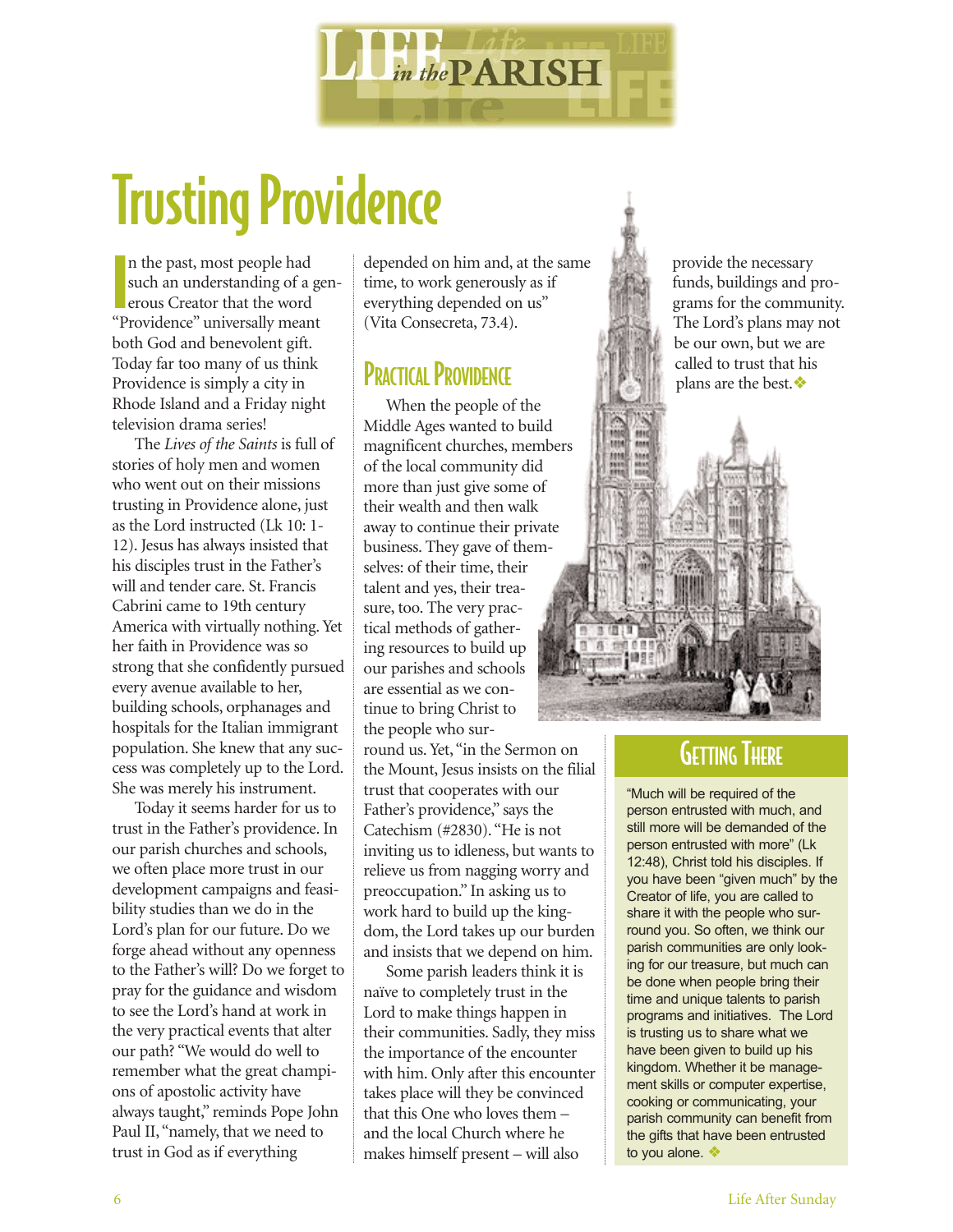# Trusting Providence

In the past, most people had such an understanding of a generous Creator that the word "Providence" universally meant both God and benevolent gift. Today far too many of us think Providence is simply a city in Rhode Island and a Friday night television drama series!

The *Lives of the Saints* is full of stories of holy men and women who went out on their missions trusting in Providence alone, just as the Lord instructed (Lk 10: 1-12). Jesus has always insisted that his disciples trust in the Father's will and tender care. St. Francis Cabrini came to 19th century America with virtually nothing. Yet her faith in Providence was so strong that she confidently pursued every avenue available to her, building schools, orphanages and hospitals for the Italian immigrant population. She knew that any success was completely up to the Lord. She was merely his instrument.

Today it seems harder for us to trust in the Father's providence. In our parish churches and schools, we often place more trust in our development campaigns and feasibility studies than we do in the Lord's plan for our future. Do we forge ahead without any openness to the Father's will? Do we forget to pray for the guidance and wisdom to see the Lord's hand at work in the very practical events that alter our path? "We would do well to remember what the great champions of apostolic activity have always taught," reminds Pope John Paul II, "namely, that we need to trust in God as if everything depended on him and, at the same time, to work generously as if everything depended on us" (Vita Consecreta, 73.4).

## Practical Providence

When the people of the Middle Ages wanted to build magnificent churches, members of the local community did more than just give some of their wealth and then walk away to continue their private business. They gave of themselves: of their time, their talent and yes, their treasure, too. The very practical methods of gathering resources to build up our parishes and schools are essential as we continue to bring Christ to the people who surround us. Yet, "in the Sermon on the Mount, Jesus insists on the filial trust that cooperates with our Father's providence," says the Catechism (#2830). "He is not inviting us to idleness, but wants to relieve us from nagging worry and preoccupation." In asking us to work hard to build up the kingdom, the Lord takes up our burden and insists that we depend on him.

Some parish leaders think it is naïve to completely trust in the Lord to make things happen in their communities. Sadly, they miss the importance of the encounter with him. Only after this encounter takes place will they be convinced that this One who loves them – and the local Church where he makes himself present – will also provide the necessary funds, buildings and programs for the community. The Lord's plans may not be our own, but we are called to trust that his plans are the best. ❖

## Getting There

"Much will be required of the person entrusted with much, and still more will be demanded of the person entrusted with more" (Lk 12:48), Christ told his disciples. If you have been "given much" by the Creator of life, you are called to share it with the people who surround you. So often, we think our parish communities are only looking for our treasure, but much can be done when people bring their time and unique talents to parish programs and initiatives. The Lord is trusting us to share what we have been given to build up his kingdom. Whether it be management skills or computer expertise, cooking or communicating, your parish community can benefit from the gifts that have been entrusted to you alone. ❖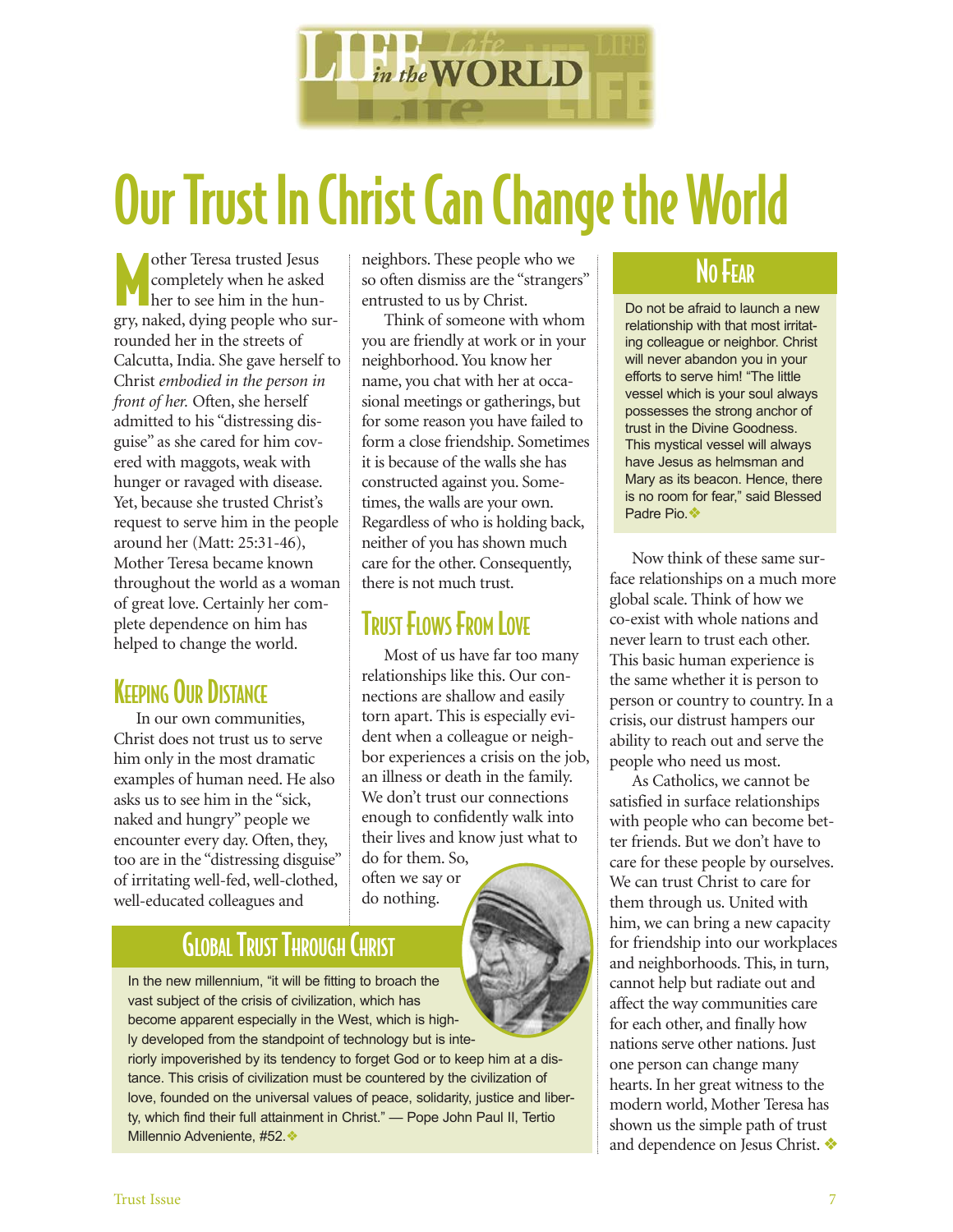# Our Trust In Christ Can Change the World

Mother Teresa trusted Jesus completely when he asked her to see him in the hungry, naked, dying people who surrounded her in the streets of Calcutta, India. She gave herself to Christ *embodied in the person in front of her.* Often, she herself admitted to his "distressing disguise" as she cared for him covered with maggots, weak with hunger or ravaged with disease. Yet, because she trusted Christ's request to serve him in the people around her (Matt: 25:31-46), Mother Teresa became known throughout the world as a woman of great love. Certainly her complete dependence on him has helped to change the world.

## Keeping Our Distance

In our own communities, Christ does not trust us to serve him only in the most dramatic examples of human need. He also asks us to see him in the "sick, naked and hungry" people we encounter every day. Often, they, too are in the "distressing disguise" of irritating well-fed, well-clothed, well-educated colleagues and neighbors. These people who we so often dismiss are the "strangers" entrusted to us by Christ.

Think of someone with whom you are friendly at work or in your neighborhood. You know her name, you chat with her at occasional meetings or gatherings, but for some reason you have failed to form a close friendship. Sometimes it is because of the walls she has constructed against you. Sometimes, the walls are your own. Regardless of who is holding back, neither of you has shown much care for the other. Consequently, there is not much trust.

## Trust Flows From Love

Most of us have far too many relationships like this. Our connections are shallow and easily torn apart. This is especially evident when a colleague or neighbor experiences a crisis on the job, an illness or death in the family. We don't trust our connections enough to confidently walk into their lives and know just what to do for them. So, often we say or do nothing.

## Global Trust Through Christ

In the new millennium, "it will be fitting to broach the vast subject of the crisis of civilization, which has become apparent especially in the West, which is highly developed from the standpoint of technology but is interiorly impoverished by its tendency to forget God or to keep him at a distance. This crisis of civilization must be countered by the civilization of love, founded on the universal values of peace, solidarity, justice and liberty, which find their full attainment in Christ." — Pope John Paul II, Tertio Millennio Adveniente, #52.

## No Fear

Do not be afraid to launch a new relationship with that most irritating colleague or neighbor. Christ will never abandon you in your efforts to serve him! "The little vessel which is your soul always possesses the strong anchor of trust in the Divine Goodness. This mystical vessel will always have Jesus as helmsman and Mary as its beacon. Hence, there is no room for fear," said Blessed Padre Pio.

Now think of these same surface relationships on a much more global scale. Think of how we co-exist with whole nations and never learn to trust each other. This basic human experience is the same whether it is person to person or country to country. In a crisis, our distrust hampers our ability to reach out and serve the people who need us most.

As Catholics, we cannot be satisfied in surface relationships with people who can become better friends. But we don't have to care for these people by ourselves. We can trust Christ to care for them through us. United with him, we can bring a new capacity for friendship into our workplaces and neighborhoods. This, in turn, cannot help but radiate out and affect the way communities care for each other, and finally how nations serve other nations. Just one person can change many hearts. In her great witness to the modern world, Mother Teresa has shown us the simple path of trust and dependence on Jesus Christ.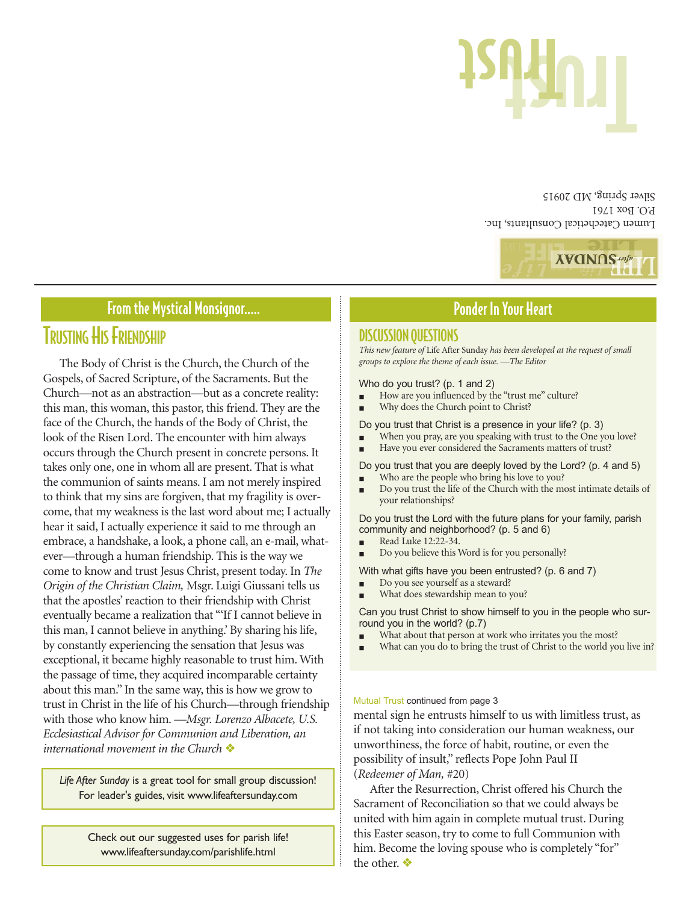Trust

Lumen Catechetical Consultants, Inc.
P.O. Box 1761
Silver Spring, MD 20915

## From the Mystical Monsignor.....

### Trusting His Friendship

The Body of Christ is the Church, the Church of the Gospels, of Sacred Scripture, of the Sacraments. But the Church—not as an abstraction—but as a concrete reality: this man, this woman, this pastor, this friend. They are the face of the Church, the hands of the Body of Christ, the look of the Risen Lord. The encounter with him always occurs through the Church present in concrete persons. It takes only one, one in whom all are present. That is what the communion of saints means. I am not merely inspired to think that my sins are forgiven, that my fragility is overcome, that my weakness is the last word about me; I actually hear it said, I actually experience it said to me through an embrace, a handshake, a look, a phone call, an e-mail, whatever—through a human friendship. This is the way we come to know and trust Jesus Christ, present today. In *The Origin of the Christian Claim,* Msgr. Luigi Giussani tells us that the apostles' reaction to their friendship with Christ eventually became a realization that "'If I cannot believe in this man, I cannot believe in anything.' By sharing his life, by constantly experiencing the sensation that Jesus was exceptional, it became highly reasonable to trust him. With the passage of time, they acquired incomparable certainty about this man." In the same way, this is how we grow to trust in Christ in the life of his Church—through friendship with those who know him. —*Msgr. Lorenzo Albacete, U.S. Ecclesiastical Advisor for Communion and Liberation, an international movement in the Church* ❖

*Life After Sunday* is a great tool for small group discussion! For leader's guides, visit www.lifeaftersunday.com

Check out our suggested uses for parish life! www.lifeaftersunday.com/parishlife.html

## Ponder In Your Heart

### Discussion Questions

*This new feature of* Life After Sunday *has been developed at the request of small groups to explore the theme of each issue. —The Editor*

Who do you trust? (p. 1 and 2)

- How are you influenced by the "trust me" culture?
- Why does the Church point to Christ?

Do you trust that Christ is a presence in your life? (p. 3)

- When you pray, are you speaking with trust to the One you love?
- Have you ever considered the Sacraments matters of trust?

Do you trust that you are deeply loved by the Lord? (p. 4 and 5)

- Who are the people who bring his love to you?
- Do you trust the life of the Church with the most intimate details of your relationships?

Do you trust the Lord with the future plans for your family, parish community and neighborhood? (p. 5 and 6)

- Read Luke 12:22-34.
- Do you believe this Word is for you personally?

With what gifts have you been entrusted? (p. 6 and 7)

- Do you see yourself as a steward?
- What does stewardship mean to you?

Can you trust Christ to show himself to you in the people who surround you in the world? (p.7)

- What about that person at work who irritates you the most?
- What can you do to bring the trust of Christ to the world you live in?

Mutual Trust continued from page 3

mental sign he entrusts himself to us with limitless trust, as if not taking into consideration our human weakness, our unworthiness, the force of habit, routine, or even the possibility of insult," reflects Pope John Paul II (*Redeemer of Man,* #20)

After the Resurrection, Christ offered his Church the Sacrament of Reconciliation so that we could always be united with him again in complete mutual trust. During this Easter season, try to come to full Communion with him. Become the loving spouse who is completely "for" the other. ❖